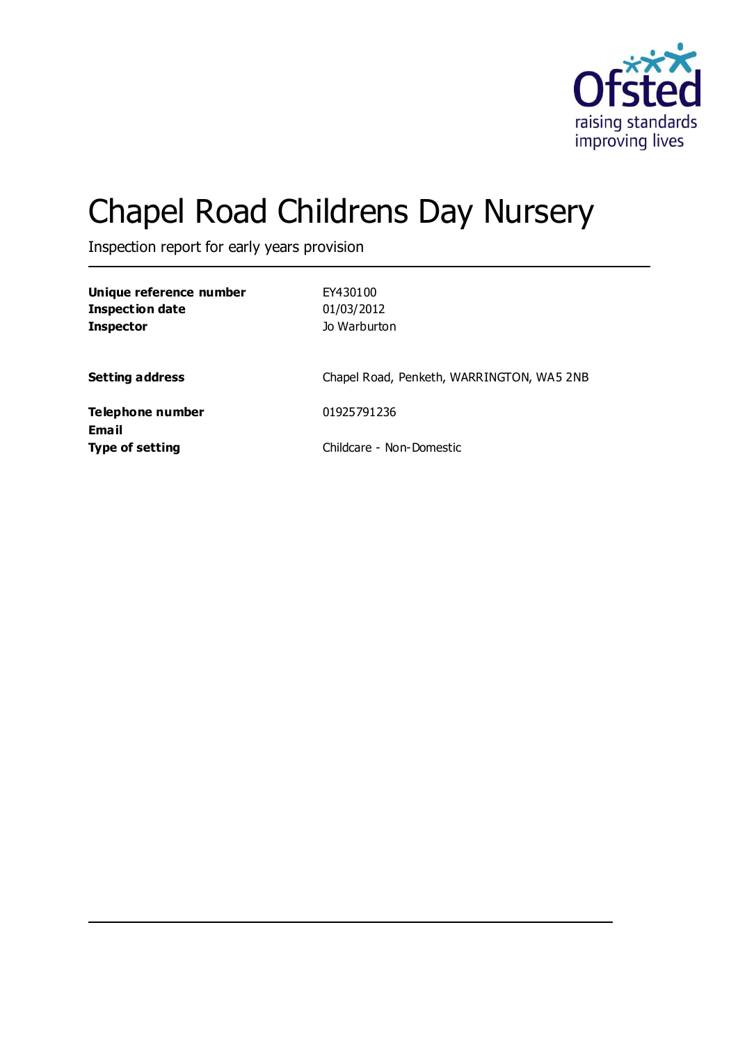# Chapel Road Childrens Day Nursery

Inspection report for early years provision

| | |
|---|---|
| **Unique reference number** | EY430100 |
| **Inspection date** | 01/03/2012 |
| **Inspector** | Jo Warburton |
| | |
| **Setting address** | Chapel Road, Penketh, WARRINGTON, WA5 2NB |
| | |
| **Telephone number** | 01925791236 |
| **Email** | |
| **Type of setting** | Childcare - Non-Domestic |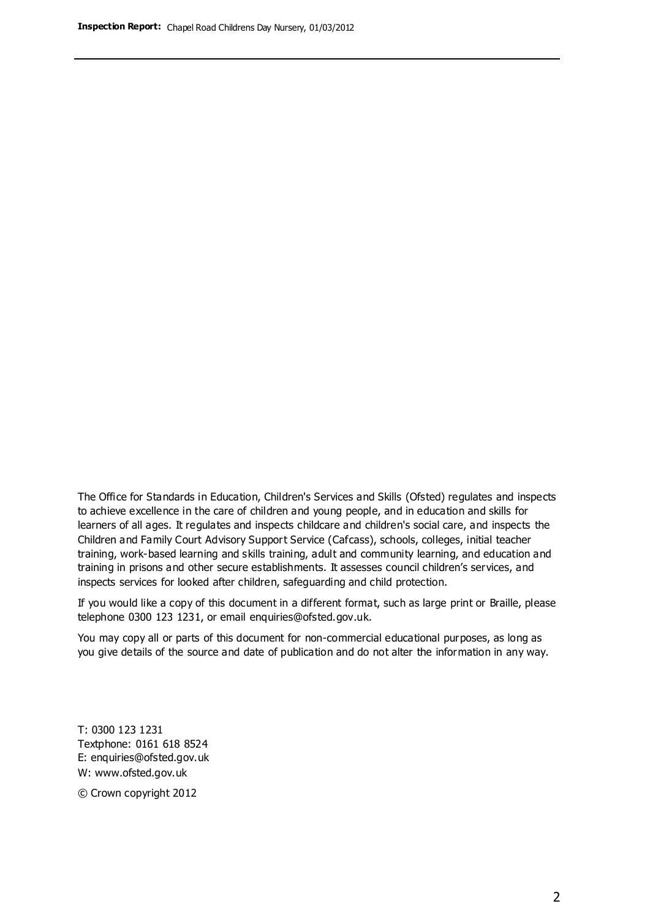The Office for Standards in Education, Children's Services and Skills (Ofsted) regulates and inspects to achieve excellence in the care of children and young people, and in education and skills for learners of all ages. It regulates and inspects childcare and children's social care, and inspects the Children and Family Court Advisory Support Service (Cafcass), schools, colleges, initial teacher training, work-based learning and skills training, adult and community learning, and education and training in prisons and other secure establishments. It assesses council children's services, and inspects services for looked after children, safeguarding and child protection.

If you would like a copy of this document in a different format, such as large print or Braille, please telephone 0300 123 1231, or email enquiries@ofsted.gov.uk.

You may copy all or parts of this document for non-commercial educational purposes, as long as you give details of the source and date of publication and do not alter the information in any way.

T: 0300 123 1231
Textphone: 0161 618 8524
E: enquiries@ofsted.gov.uk
W: www.ofsted.gov.uk

© Crown copyright 2012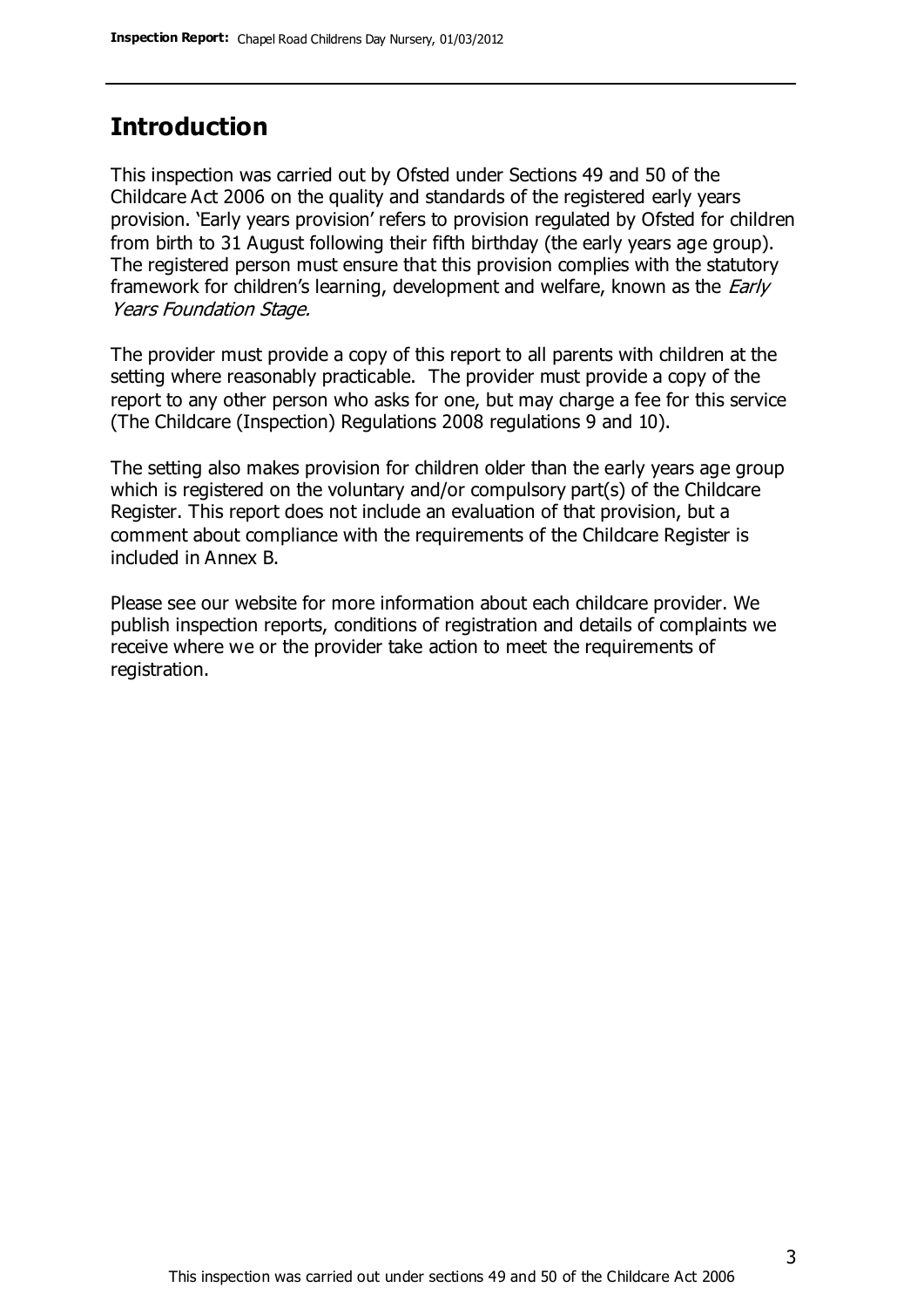## Introduction

This inspection was carried out by Ofsted under Sections 49 and 50 of the Childcare Act 2006 on the quality and standards of the registered early years provision. 'Early years provision' refers to provision regulated by Ofsted for children from birth to 31 August following their fifth birthday (the early years age group). The registered person must ensure that this provision complies with the statutory framework for children's learning, development and welfare, known as the *Early Years Foundation Stage.*

The provider must provide a copy of this report to all parents with children at the setting where reasonably practicable. The provider must provide a copy of the report to any other person who asks for one, but may charge a fee for this service (The Childcare (Inspection) Regulations 2008 regulations 9 and 10).

The setting also makes provision for children older than the early years age group which is registered on the voluntary and/or compulsory part(s) of the Childcare Register. This report does not include an evaluation of that provision, but a comment about compliance with the requirements of the Childcare Register is included in Annex B.

Please see our website for more information about each childcare provider. We publish inspection reports, conditions of registration and details of complaints we receive where we or the provider take action to meet the requirements of registration.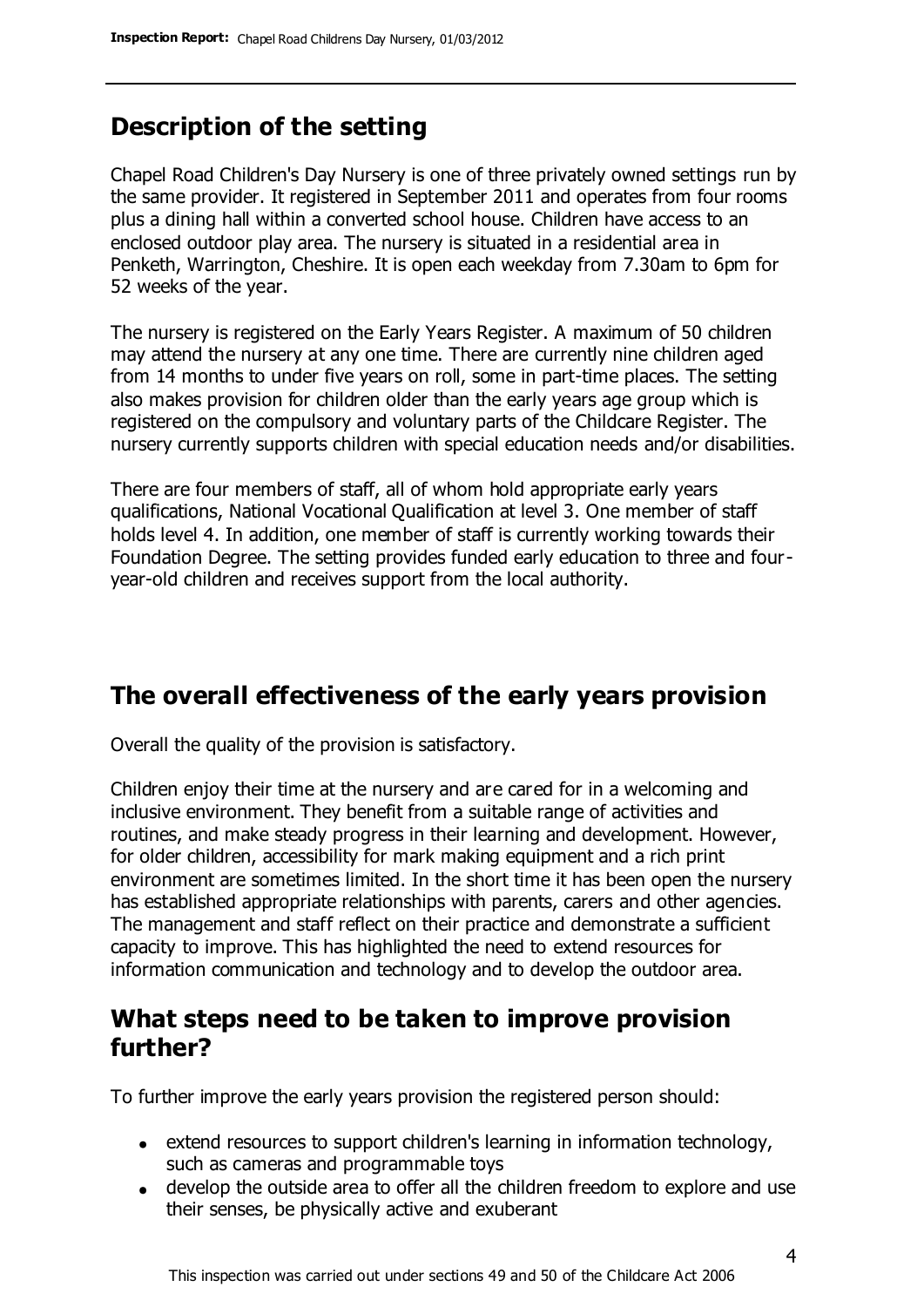## Description of the setting

Chapel Road Children's Day Nursery is one of three privately owned settings run by the same provider. It registered in September 2011 and operates from four rooms plus a dining hall within a converted school house. Children have access to an enclosed outdoor play area. The nursery is situated in a residential area in Penketh, Warrington, Cheshire. It is open each weekday from 7.30am to 6pm for 52 weeks of the year.

The nursery is registered on the Early Years Register. A maximum of 50 children may attend the nursery at any one time. There are currently nine children aged from 14 months to under five years on roll, some in part-time places. The setting also makes provision for children older than the early years age group which is registered on the compulsory and voluntary parts of the Childcare Register. The nursery currently supports children with special education needs and/or disabilities.

There are four members of staff, all of whom hold appropriate early years qualifications, National Vocational Qualification at level 3. One member of staff holds level 4. In addition, one member of staff is currently working towards their Foundation Degree. The setting provides funded early education to three and four-year-old children and receives support from the local authority.

## The overall effectiveness of the early years provision

Overall the quality of the provision is satisfactory.

Children enjoy their time at the nursery and are cared for in a welcoming and inclusive environment. They benefit from a suitable range of activities and routines, and make steady progress in their learning and development. However, for older children, accessibility for mark making equipment and a rich print environment are sometimes limited. In the short time it has been open the nursery has established appropriate relationships with parents, carers and other agencies. The management and staff reflect on their practice and demonstrate a sufficient capacity to improve. This has highlighted the need to extend resources for information communication and technology and to develop the outdoor area.

## What steps need to be taken to improve provision further?

To further improve the early years provision the registered person should:

- extend resources to support children's learning in information technology, such as cameras and programmable toys
- develop the outside area to offer all the children freedom to explore and use their senses, be physically active and exuberant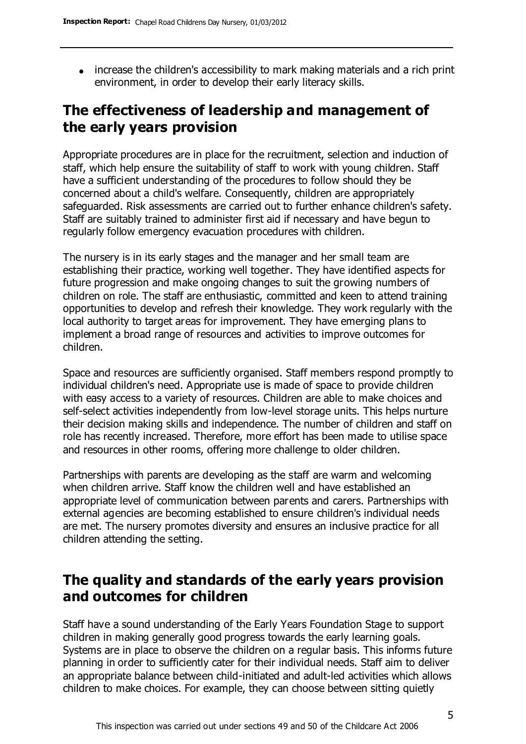- increase the children's accessibility to mark making materials and a rich print environment, in order to develop their early literacy skills.

## The effectiveness of leadership and management of the early years provision

Appropriate procedures are in place for the recruitment, selection and induction of staff, which help ensure the suitability of staff to work with young children. Staff have a sufficient understanding of the procedures to follow should they be concerned about a child's welfare. Consequently, children are appropriately safeguarded. Risk assessments are carried out to further enhance children's safety. Staff are suitably trained to administer first aid if necessary and have begun to regularly follow emergency evacuation procedures with children.

The nursery is in its early stages and the manager and her small team are establishing their practice, working well together. They have identified aspects for future progression and make ongoing changes to suit the growing numbers of children on role. The staff are enthusiastic, committed and keen to attend training opportunities to develop and refresh their knowledge. They work regularly with the local authority to target areas for improvement. They have emerging plans to implement a broad range of resources and activities to improve outcomes for children.

Space and resources are sufficiently organised. Staff members respond promptly to individual children's need. Appropriate use is made of space to provide children with easy access to a variety of resources. Children are able to make choices and self-select activities independently from low-level storage units. This helps nurture their decision making skills and independence. The number of children and staff on role has recently increased. Therefore, more effort has been made to utilise space and resources in other rooms, offering more challenge to older children.

Partnerships with parents are developing as the staff are warm and welcoming when children arrive. Staff know the children well and have established an appropriate level of communication between parents and carers. Partnerships with external agencies are becoming established to ensure children's individual needs are met. The nursery promotes diversity and ensures an inclusive practice for all children attending the setting.

## The quality and standards of the early years provision and outcomes for children

Staff have a sound understanding of the Early Years Foundation Stage to support children in making generally good progress towards the early learning goals. Systems are in place to observe the children on a regular basis. This informs future planning in order to sufficiently cater for their individual needs. Staff aim to deliver an appropriate balance between child-initiated and adult-led activities which allows children to make choices. For example, they can choose between sitting quietly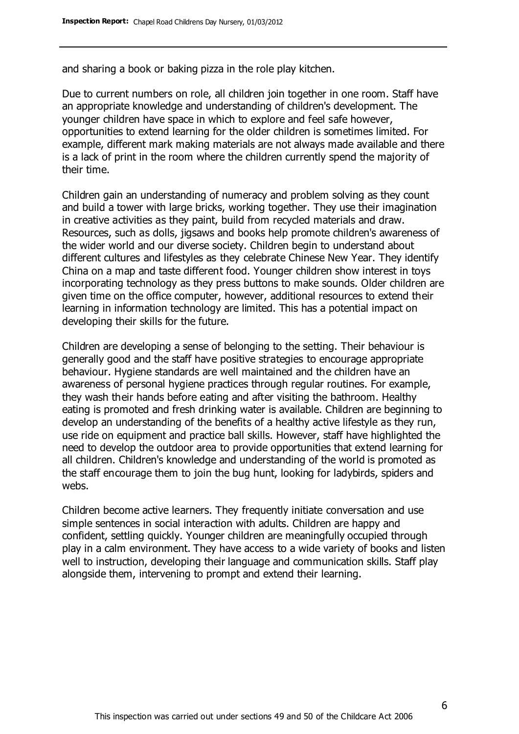and sharing a book or baking pizza in the role play kitchen.

Due to current numbers on role, all children join together in one room. Staff have an appropriate knowledge and understanding of children's development. The younger children have space in which to explore and feel safe however, opportunities to extend learning for the older children is sometimes limited. For example, different mark making materials are not always made available and there is a lack of print in the room where the children currently spend the majority of their time.

Children gain an understanding of numeracy and problem solving as they count and build a tower with large bricks, working together. They use their imagination in creative activities as they paint, build from recycled materials and draw. Resources, such as dolls, jigsaws and books help promote children's awareness of the wider world and our diverse society. Children begin to understand about different cultures and lifestyles as they celebrate Chinese New Year. They identify China on a map and taste different food. Younger children show interest in toys incorporating technology as they press buttons to make sounds. Older children are given time on the office computer, however, additional resources to extend their learning in information technology are limited. This has a potential impact on developing their skills for the future.

Children are developing a sense of belonging to the setting. Their behaviour is generally good and the staff have positive strategies to encourage appropriate behaviour. Hygiene standards are well maintained and the children have an awareness of personal hygiene practices through regular routines. For example, they wash their hands before eating and after visiting the bathroom. Healthy eating is promoted and fresh drinking water is available. Children are beginning to develop an understanding of the benefits of a healthy active lifestyle as they run, use ride on equipment and practice ball skills. However, staff have highlighted the need to develop the outdoor area to provide opportunities that extend learning for all children. Children's knowledge and understanding of the world is promoted as the staff encourage them to join the bug hunt, looking for ladybirds, spiders and webs.

Children become active learners. They frequently initiate conversation and use simple sentences in social interaction with adults. Children are happy and confident, settling quickly. Younger children are meaningfully occupied through play in a calm environment. They have access to a wide variety of books and listen well to instruction, developing their language and communication skills. Staff play alongside them, intervening to prompt and extend their learning.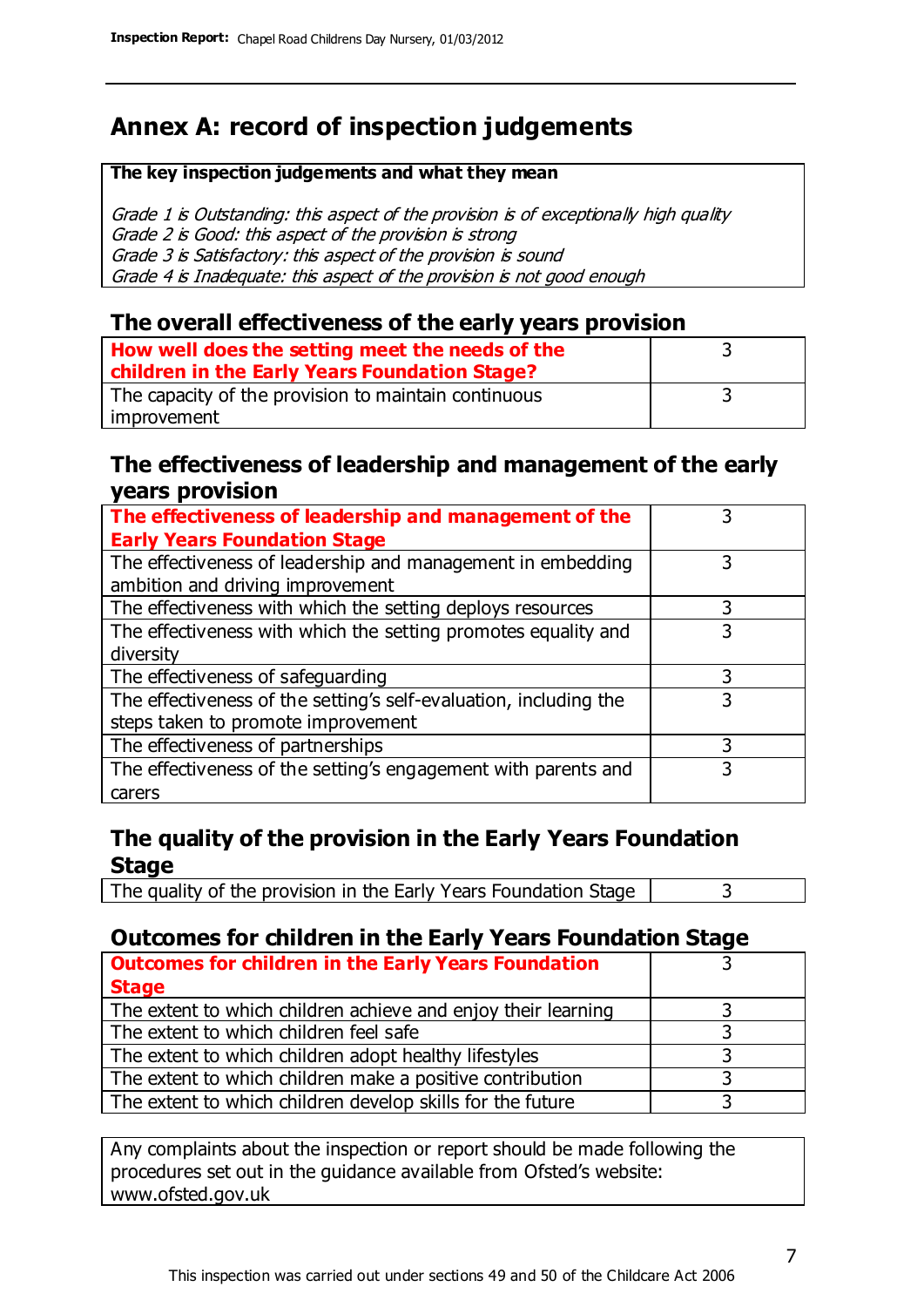# Annex A: record of inspection judgements

**The key inspection judgements and what they mean**

*Grade 1 is Outstanding: this aspect of the provision is of exceptionally high quality*
*Grade 2 is Good: this aspect of the provision is strong*
*Grade 3 is Satisfactory: this aspect of the provision is sound*
*Grade 4 is Inadequate: this aspect of the provision is not good enough*

## The overall effectiveness of the early years provision

| | |
|---|---|
| **How well does the setting meet the needs of the children in the Early Years Foundation Stage?** | 3 |
| The capacity of the provision to maintain continuous improvement | 3 |

## The effectiveness of leadership and management of the early years provision

| | |
|---|---|
| **The effectiveness of leadership and management of the Early Years Foundation Stage** | 3 |
| The effectiveness of leadership and management in embedding ambition and driving improvement | 3 |
| The effectiveness with which the setting deploys resources | 3 |
| The effectiveness with which the setting promotes equality and diversity | 3 |
| The effectiveness of safeguarding | 3 |
| The effectiveness of the setting's self-evaluation, including the steps taken to promote improvement | 3 |
| The effectiveness of partnerships | 3 |
| The effectiveness of the setting's engagement with parents and carers | 3 |

## The quality of the provision in the Early Years Foundation Stage

| | |
|---|---|
| The quality of the provision in the Early Years Foundation Stage | 3 |

## Outcomes for children in the Early Years Foundation Stage

| | |
|---|---|
| **Outcomes for children in the Early Years Foundation Stage** | 3 |
| The extent to which children achieve and enjoy their learning | 3 |
| The extent to which children feel safe | 3 |
| The extent to which children adopt healthy lifestyles | 3 |
| The extent to which children make a positive contribution | 3 |
| The extent to which children develop skills for the future | 3 |

Any complaints about the inspection or report should be made following the procedures set out in the guidance available from Ofsted's website: www.ofsted.gov.uk

This inspection was carried out under sections 49 and 50 of the Childcare Act 2006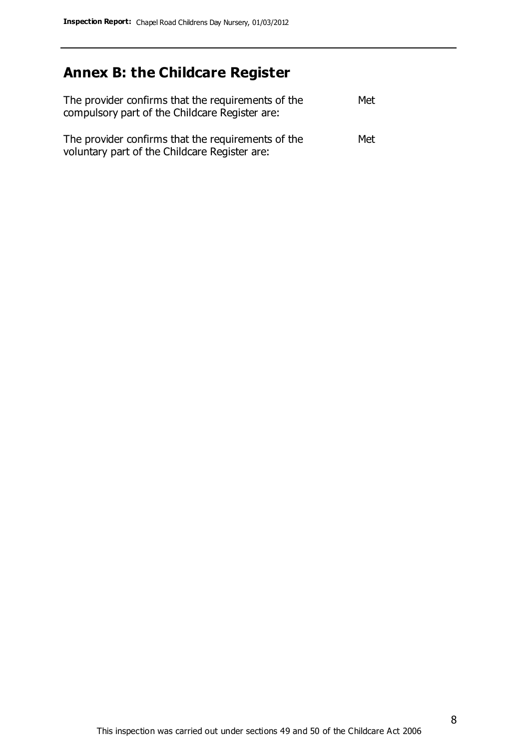## Annex B: the Childcare Register

| | |
|---|---|
| The provider confirms that the requirements of the compulsory part of the Childcare Register are: | Met |
| The provider confirms that the requirements of the voluntary part of the Childcare Register are: | Met |